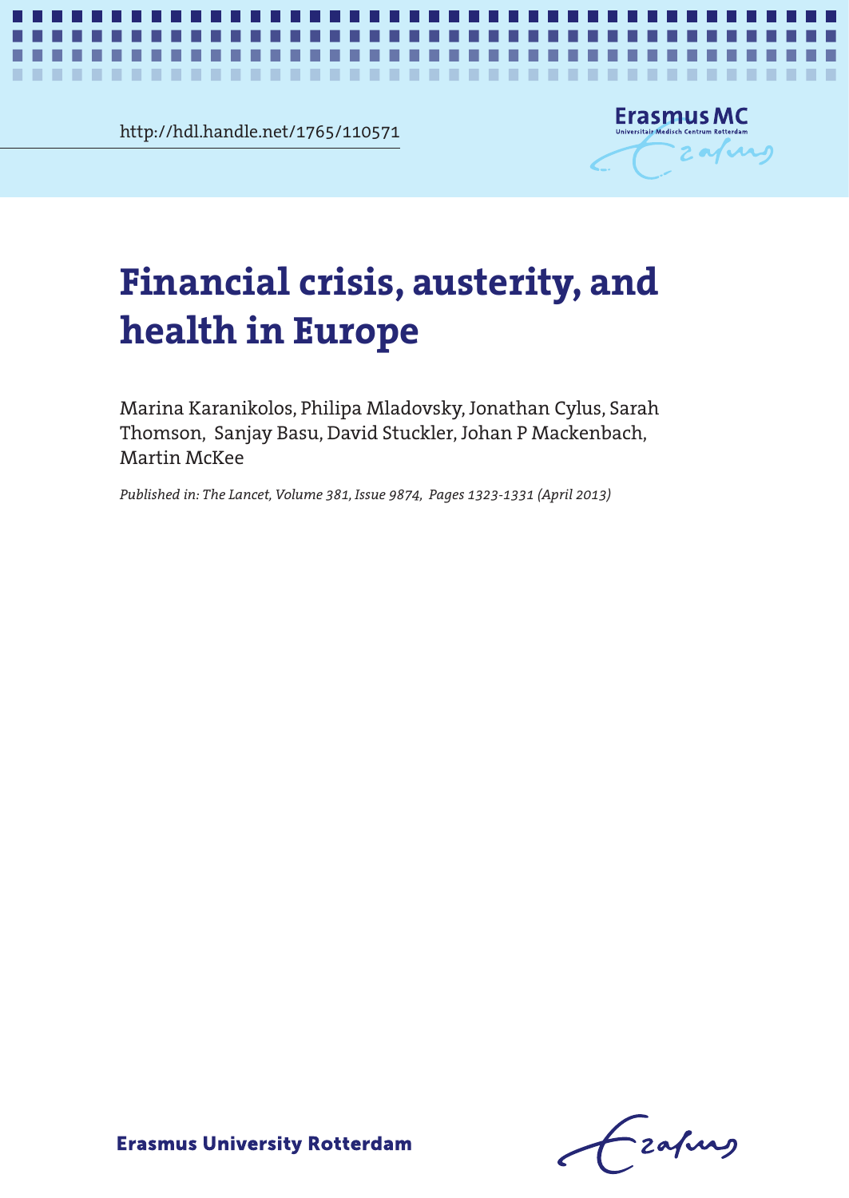http://hdl.handle.net/1765/110571

# Financial crisis, austerity, and health in Europe

Marina Karanikolos, Philipa Mladovsky, Jonathan Cylus, Sarah Thomson, Sanjay Basu, David Stuckler, Johan P Mackenbach, Martin McKee

*Published in: The Lancet, Volume 381, Issue 9874, Pages 1323-1331 (April 2013)*

Erasmus University Rotterdam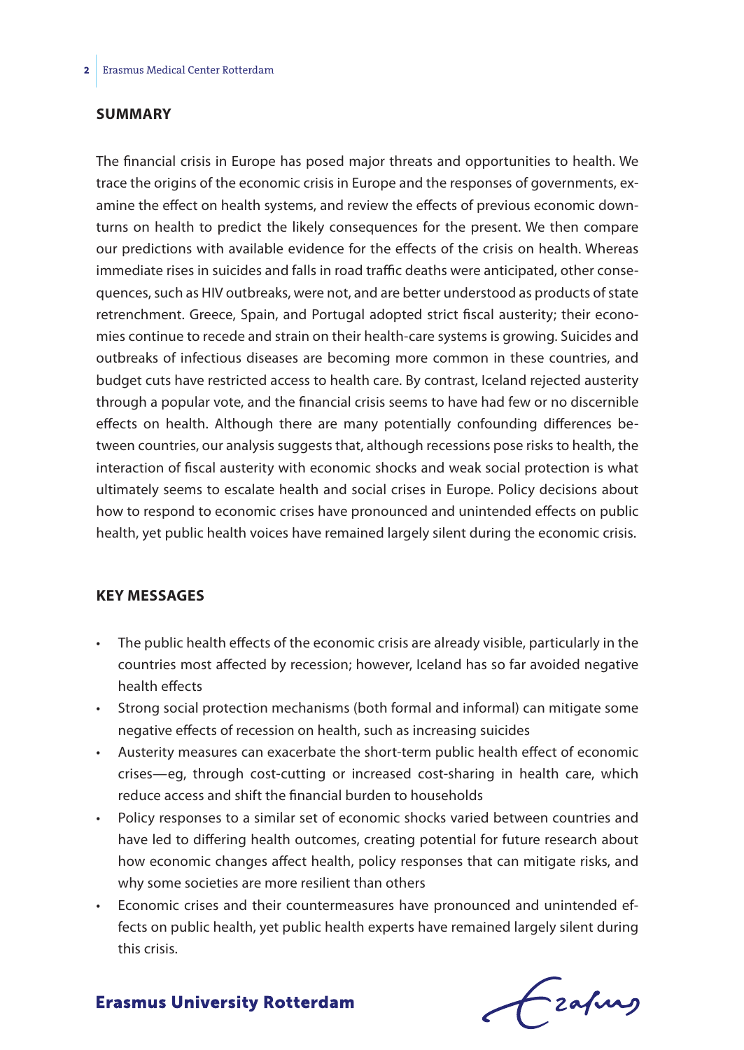## SUMMARY

The financial crisis in Europe has posed major threats and opportunities to health. We trace the origins of the economic crisis in Europe and the responses of governments, examine the effect on health systems, and review the effects of previous economic downturns on health to predict the likely consequences for the present. We then compare our predictions with available evidence for the effects of the crisis on health. Whereas immediate rises in suicides and falls in road traffic deaths were anticipated, other consequences, such as HIV outbreaks, were not, and are better understood as products of state retrenchment. Greece, Spain, and Portugal adopted strict fiscal austerity; their economies continue to recede and strain on their health-care systems is growing. Suicides and outbreaks of infectious diseases are becoming more common in these countries, and budget cuts have restricted access to health care. By contrast, Iceland rejected austerity through a popular vote, and the financial crisis seems to have had few or no discernible effects on health. Although there are many potentially confounding differences between countries, our analysis suggests that, although recessions pose risks to health, the interaction of fiscal austerity with economic shocks and weak social protection is what ultimately seems to escalate health and social crises in Europe. Policy decisions about how to respond to economic crises have pronounced and unintended effects on public health, yet public health voices have remained largely silent during the economic crisis.

## KEY MESSAGES

- The public health effects of the economic crisis are already visible, particularly in the countries most affected by recession; however, Iceland has so far avoided negative health effects
- Strong social protection mechanisms (both formal and informal) can mitigate some negative effects of recession on health, such as increasing suicides
- Austerity measures can exacerbate the short-term public health effect of economic crises—eg, through cost-cutting or increased cost-sharing in health care, which reduce access and shift the financial burden to households
- Policy responses to a similar set of economic shocks varied between countries and have led to differing health outcomes, creating potential for future research about how economic changes affect health, policy responses that can mitigate risks, and why some societies are more resilient than others
- Economic crises and their countermeasures have pronounced and unintended effects on public health, yet public health experts have remained largely silent during this crisis.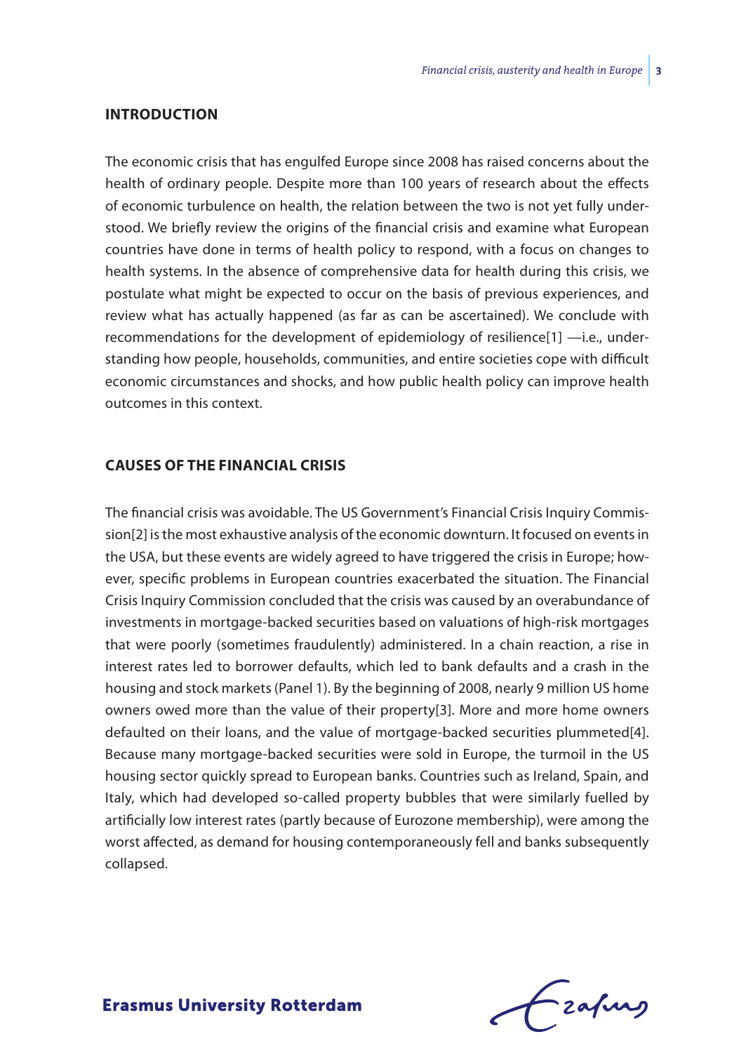## INTRODUCTION

The economic crisis that has engulfed Europe since 2008 has raised concerns about the health of ordinary people. Despite more than 100 years of research about the effects of economic turbulence on health, the relation between the two is not yet fully understood. We briefly review the origins of the financial crisis and examine what European countries have done in terms of health policy to respond, with a focus on changes to health systems. In the absence of comprehensive data for health during this crisis, we postulate what might be expected to occur on the basis of previous experiences, and review what has actually happened (as far as can be ascertained). We conclude with recommendations for the development of epidemiology of resilience[1] —i.e., understanding how people, households, communities, and entire societies cope with difficult economic circumstances and shocks, and how public health policy can improve health outcomes in this context.

## CAUSES OF THE FINANCIAL CRISIS

The financial crisis was avoidable. The US Government's Financial Crisis Inquiry Commission[2] is the most exhaustive analysis of the economic downturn. It focused on events in the USA, but these events are widely agreed to have triggered the crisis in Europe; however, specific problems in European countries exacerbated the situation. The Financial Crisis Inquiry Commission concluded that the crisis was caused by an overabundance of investments in mortgage-backed securities based on valuations of high-risk mortgages that were poorly (sometimes fraudulently) administered. In a chain reaction, a rise in interest rates led to borrower defaults, which led to bank defaults and a crash in the housing and stock markets (Panel 1). By the beginning of 2008, nearly 9 million US home owners owed more than the value of their property[3]. More and more home owners defaulted on their loans, and the value of mortgage-backed securities plummeted[4]. Because many mortgage-backed securities were sold in Europe, the turmoil in the US housing sector quickly spread to European banks. Countries such as Ireland, Spain, and Italy, which had developed so-called property bubbles that were similarly fuelled by artificially low interest rates (partly because of Eurozone membership), were among the worst affected, as demand for housing contemporaneously fell and banks subsequently collapsed.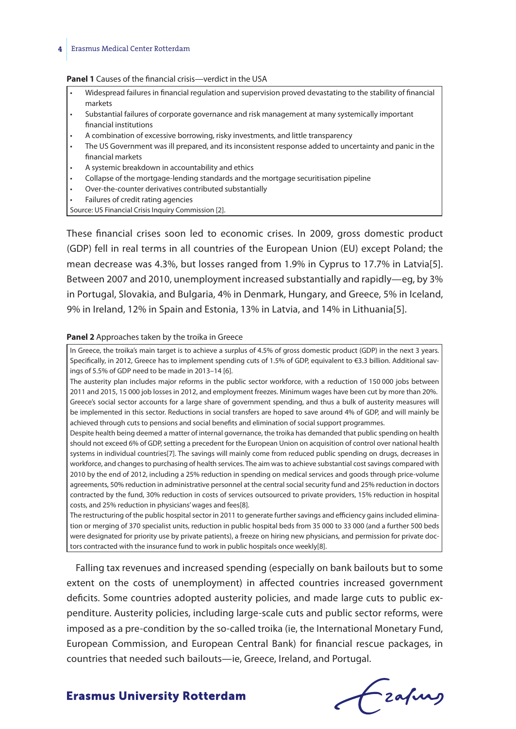**Panel 1** Causes of the financial crisis—verdict in the USA

- Widespread failures in financial regulation and supervision proved devastating to the stability of financial markets
- Substantial failures of corporate governance and risk management at many systemically important financial institutions
- A combination of excessive borrowing, risky investments, and little transparency
- The US Government was ill prepared, and its inconsistent response added to uncertainty and panic in the financial markets
- A systemic breakdown in accountability and ethics
- Collapse of the mortgage-lending standards and the mortgage securitisation pipeline
- Over-the-counter derivatives contributed substantially
- Failures of credit rating agencies

Source: US Financial Crisis Inquiry Commission [2].

These financial crises soon led to economic crises. In 2009, gross domestic product (GDP) fell in real terms in all countries of the European Union (EU) except Poland; the mean decrease was 4.3%, but losses ranged from 1.9% in Cyprus to 17.7% in Latvia[5]. Between 2007 and 2010, unemployment increased substantially and rapidly—eg, by 3% in Portugal, Slovakia, and Bulgaria, 4% in Denmark, Hungary, and Greece, 5% in Iceland, 9% in Ireland, 12% in Spain and Estonia, 13% in Latvia, and 14% in Lithuania[5].

**Panel 2** Approaches taken by the troika in Greece

In Greece, the troika's main target is to achieve a surplus of 4.5% of gross domestic product (GDP) in the next 3 years. Specifically, in 2012, Greece has to implement spending cuts of 1.5% of GDP, equivalent to €3.3 billion. Additional savings of 5.5% of GDP need to be made in 2013–14 [6].

The austerity plan includes major reforms in the public sector workforce, with a reduction of 150 000 jobs between 2011 and 2015, 15 000 job losses in 2012, and employment freezes. Minimum wages have been cut by more than 20%. Greece's social sector accounts for a large share of government spending, and thus a bulk of austerity measures will be implemented in this sector. Reductions in social transfers are hoped to save around 4% of GDP, and will mainly be achieved through cuts to pensions and social benefits and elimination of social support programmes.

Despite health being deemed a matter of internal governance, the troika has demanded that public spending on health should not exceed 6% of GDP, setting a precedent for the European Union on acquisition of control over national health systems in individual countries[7]. The savings will mainly come from reduced public spending on drugs, decreases in workforce, and changes to purchasing of health services. The aim was to achieve substantial cost savings compared with 2010 by the end of 2012, including a 25% reduction in spending on medical services and goods through price-volume agreements, 50% reduction in administrative personnel at the central social security fund and 25% reduction in doctors contracted by the fund, 30% reduction in costs of services outsourced to private providers, 15% reduction in hospital costs, and 25% reduction in physicians' wages and fees[8].

The restructuring of the public hospital sector in 2011 to generate further savings and efficiency gains included elimination or merging of 370 specialist units, reduction in public hospital beds from 35 000 to 33 000 (and a further 500 beds were designated for priority use by private patients), a freeze on hiring new physicians, and permission for private doctors contracted with the insurance fund to work in public hospitals once weekly[8].

Falling tax revenues and increased spending (especially on bank bailouts but to some extent on the costs of unemployment) in affected countries increased government deficits. Some countries adopted austerity policies, and made large cuts to public expenditure. Austerity policies, including large-scale cuts and public sector reforms, were imposed as a pre-condition by the so-called troika (ie, the International Monetary Fund, European Commission, and European Central Bank) for financial rescue packages, in countries that needed such bailouts—ie, Greece, Ireland, and Portugal.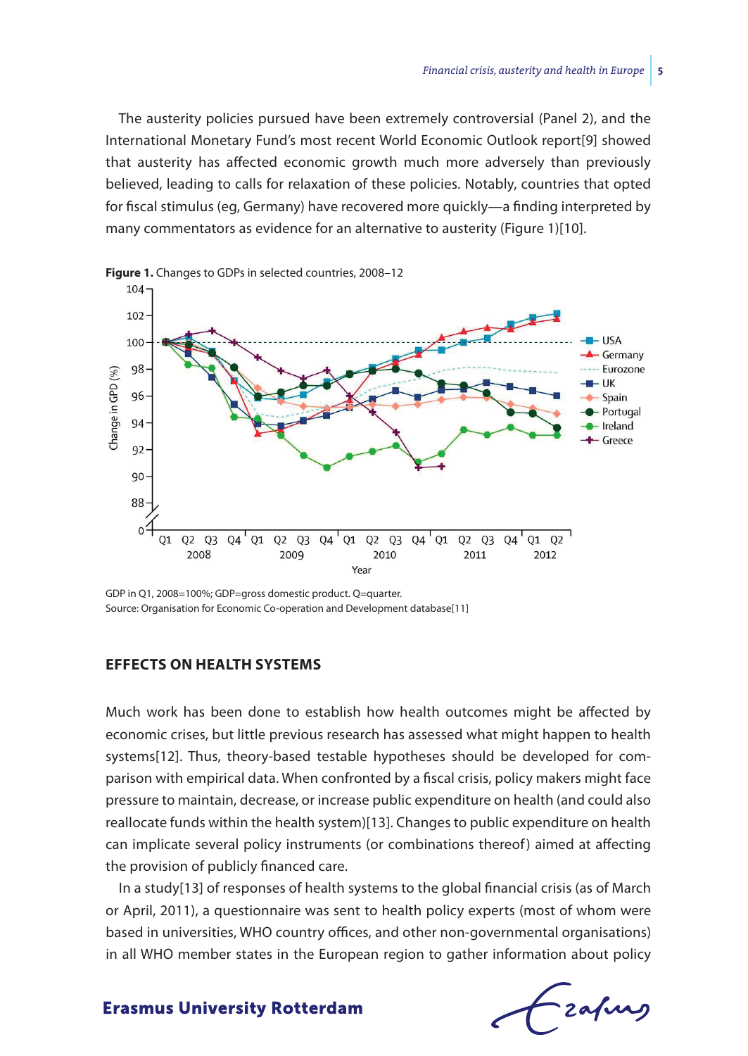The austerity policies pursued have been extremely controversial (Panel 2), and the International Monetary Fund's most recent World Economic Outlook report[9] showed that austerity has affected economic growth much more adversely than previously believed, leading to calls for relaxation of these policies. Notably, countries that opted for fiscal stimulus (eg, Germany) have recovered more quickly—a finding interpreted by many commentators as evidence for an alternative to austerity (Figure 1)[10].

**Figure 1.** Changes to GDPs in selected countries, 2008–12

GDP in Q1, 2008=100%; GDP=gross domestic product. Q=quarter.
Source: Organisation for Economic Co-operation and Development database[11]

## EFFECTS ON HEALTH SYSTEMS

Much work has been done to establish how health outcomes might be affected by economic crises, but little previous research has assessed what might happen to health systems[12]. Thus, theory-based testable hypotheses should be developed for comparison with empirical data. When confronted by a fiscal crisis, policy makers might face pressure to maintain, decrease, or increase public expenditure on health (and could also reallocate funds within the health system)[13]. Changes to public expenditure on health can implicate several policy instruments (or combinations thereof) aimed at affecting the provision of publicly financed care.

In a study[13] of responses of health systems to the global financial crisis (as of March or April, 2011), a questionnaire was sent to health policy experts (most of whom were based in universities, WHO country offices, and other non-governmental organisations) in all WHO member states in the European region to gather information about policy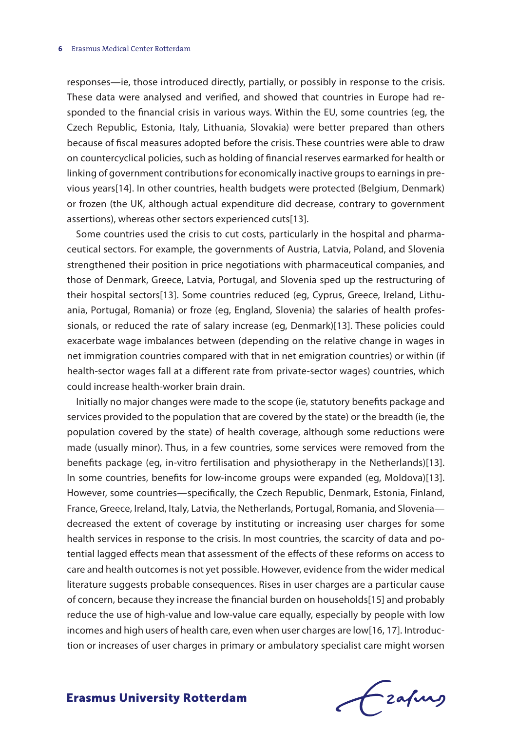responses—ie, those introduced directly, partially, or possibly in response to the crisis. These data were analysed and verified, and showed that countries in Europe had responded to the financial crisis in various ways. Within the EU, some countries (eg, the Czech Republic, Estonia, Italy, Lithuania, Slovakia) were better prepared than others because of fiscal measures adopted before the crisis. These countries were able to draw on countercyclical policies, such as holding of financial reserves earmarked for health or linking of government contributions for economically inactive groups to earnings in previous years[14]. In other countries, health budgets were protected (Belgium, Denmark) or frozen (the UK, although actual expenditure did decrease, contrary to government assertions), whereas other sectors experienced cuts[13].

Some countries used the crisis to cut costs, particularly in the hospital and pharmaceutical sectors. For example, the governments of Austria, Latvia, Poland, and Slovenia strengthened their position in price negotiations with pharmaceutical companies, and those of Denmark, Greece, Latvia, Portugal, and Slovenia sped up the restructuring of their hospital sectors[13]. Some countries reduced (eg, Cyprus, Greece, Ireland, Lithuania, Portugal, Romania) or froze (eg, England, Slovenia) the salaries of health professionals, or reduced the rate of salary increase (eg, Denmark)[13]. These policies could exacerbate wage imbalances between (depending on the relative change in wages in net immigration countries compared with that in net emigration countries) or within (if health-sector wages fall at a different rate from private-sector wages) countries, which could increase health-worker brain drain.

Initially no major changes were made to the scope (ie, statutory benefits package and services provided to the population that are covered by the state) or the breadth (ie, the population covered by the state) of health coverage, although some reductions were made (usually minor). Thus, in a few countries, some services were removed from the benefits package (eg, in-vitro fertilisation and physiotherapy in the Netherlands)[13]. In some countries, benefits for low-income groups were expanded (eg, Moldova)[13]. However, some countries—specifically, the Czech Republic, Denmark, Estonia, Finland, France, Greece, Ireland, Italy, Latvia, the Netherlands, Portugal, Romania, and Slovenia—decreased the extent of coverage by instituting or increasing user charges for some health services in response to the crisis. In most countries, the scarcity of data and potential lagged effects mean that assessment of the effects of these reforms on access to care and health outcomes is not yet possible. However, evidence from the wider medical literature suggests probable consequences. Rises in user charges are a particular cause of concern, because they increase the financial burden on households[15] and probably reduce the use of high-value and low-value care equally, especially by people with low incomes and high users of health care, even when user charges are low[16, 17]. Introduction or increases of user charges in primary or ambulatory specialist care might worsen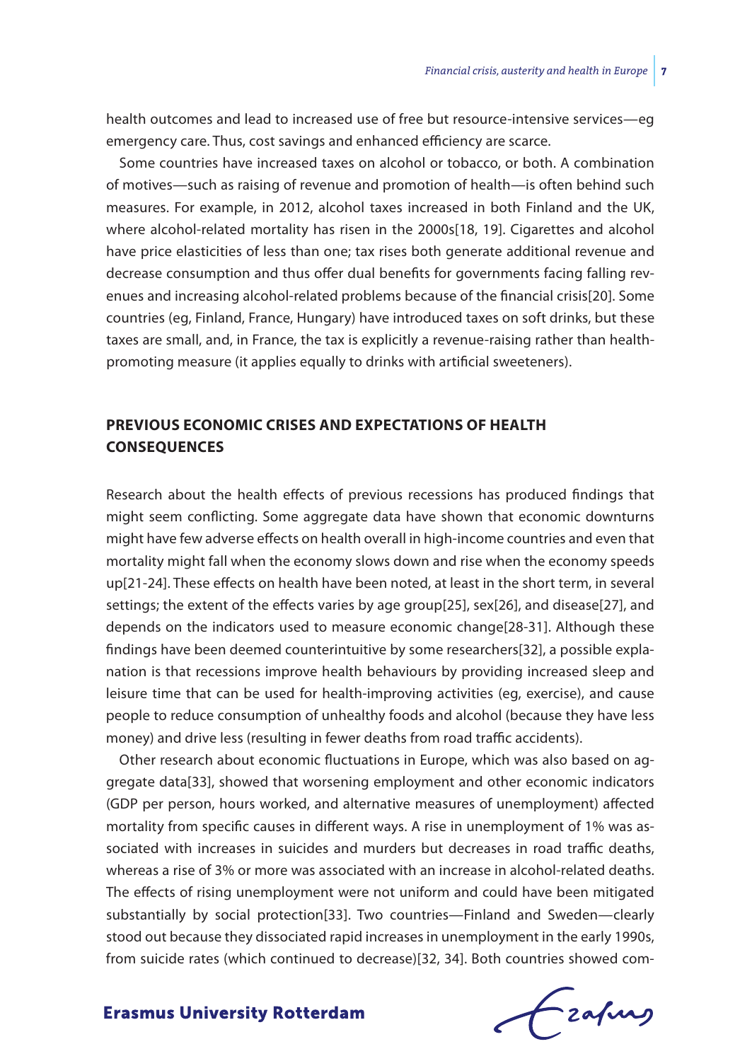health outcomes and lead to increased use of free but resource-intensive services—eg emergency care. Thus, cost savings and enhanced efficiency are scarce.

Some countries have increased taxes on alcohol or tobacco, or both. A combination of motives—such as raising of revenue and promotion of health—is often behind such measures. For example, in 2012, alcohol taxes increased in both Finland and the UK, where alcohol-related mortality has risen in the 2000s[18, 19]. Cigarettes and alcohol have price elasticities of less than one; tax rises both generate additional revenue and decrease consumption and thus offer dual benefits for governments facing falling revenues and increasing alcohol-related problems because of the financial crisis[20]. Some countries (eg, Finland, France, Hungary) have introduced taxes on soft drinks, but these taxes are small, and, in France, the tax is explicitly a revenue-raising rather than health-promoting measure (it applies equally to drinks with artificial sweeteners).

## PREVIOUS ECONOMIC CRISES AND EXPECTATIONS OF HEALTH CONSEQUENCES

Research about the health effects of previous recessions has produced findings that might seem conflicting. Some aggregate data have shown that economic downturns might have few adverse effects on health overall in high-income countries and even that mortality might fall when the economy slows down and rise when the economy speeds up[21-24]. These effects on health have been noted, at least in the short term, in several settings; the extent of the effects varies by age group[25], sex[26], and disease[27], and depends on the indicators used to measure economic change[28-31]. Although these findings have been deemed counterintuitive by some researchers[32], a possible explanation is that recessions improve health behaviours by providing increased sleep and leisure time that can be used for health-improving activities (eg, exercise), and cause people to reduce consumption of unhealthy foods and alcohol (because they have less money) and drive less (resulting in fewer deaths from road traffic accidents).

Other research about economic fluctuations in Europe, which was also based on aggregate data[33], showed that worsening employment and other economic indicators (GDP per person, hours worked, and alternative measures of unemployment) affected mortality from specific causes in different ways. A rise in unemployment of 1% was associated with increases in suicides and murders but decreases in road traffic deaths, whereas a rise of 3% or more was associated with an increase in alcohol-related deaths. The effects of rising unemployment were not uniform and could have been mitigated substantially by social protection[33]. Two countries—Finland and Sweden—clearly stood out because they dissociated rapid increases in unemployment in the early 1990s, from suicide rates (which continued to decrease)[32, 34]. Both countries showed com-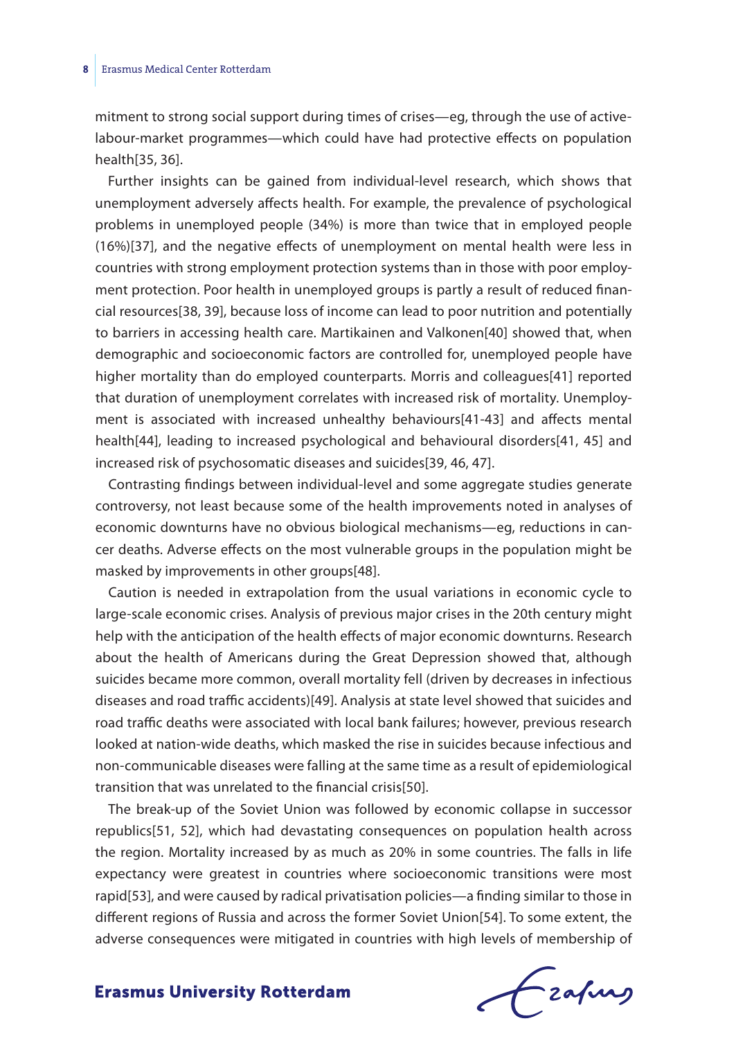mitment to strong social support during times of crises—eg, through the use of active-labour-market programmes—which could have had protective effects on population health[35, 36].

Further insights can be gained from individual-level research, which shows that unemployment adversely affects health. For example, the prevalence of psychological problems in unemployed people (34%) is more than twice that in employed people (16%)[37], and the negative effects of unemployment on mental health were less in countries with strong employment protection systems than in those with poor employment protection. Poor health in unemployed groups is partly a result of reduced financial resources[38, 39], because loss of income can lead to poor nutrition and potentially to barriers in accessing health care. Martikainen and Valkonen[40] showed that, when demographic and socioeconomic factors are controlled for, unemployed people have higher mortality than do employed counterparts. Morris and colleagues[41] reported that duration of unemployment correlates with increased risk of mortality. Unemployment is associated with increased unhealthy behaviours[41-43] and affects mental health[44], leading to increased psychological and behavioural disorders[41, 45] and increased risk of psychosomatic diseases and suicides[39, 46, 47].

Contrasting findings between individual-level and some aggregate studies generate controversy, not least because some of the health improvements noted in analyses of economic downturns have no obvious biological mechanisms—eg, reductions in cancer deaths. Adverse effects on the most vulnerable groups in the population might be masked by improvements in other groups[48].

Caution is needed in extrapolation from the usual variations in economic cycle to large-scale economic crises. Analysis of previous major crises in the 20th century might help with the anticipation of the health effects of major economic downturns. Research about the health of Americans during the Great Depression showed that, although suicides became more common, overall mortality fell (driven by decreases in infectious diseases and road traffic accidents)[49]. Analysis at state level showed that suicides and road traffic deaths were associated with local bank failures; however, previous research looked at nation-wide deaths, which masked the rise in suicides because infectious and non-communicable diseases were falling at the same time as a result of epidemiological transition that was unrelated to the financial crisis[50].

The break-up of the Soviet Union was followed by economic collapse in successor republics[51, 52], which had devastating consequences on population health across the region. Mortality increased by as much as 20% in some countries. The falls in life expectancy were greatest in countries where socioeconomic transitions were most rapid[53], and were caused by radical privatisation policies—a finding similar to those in different regions of Russia and across the former Soviet Union[54]. To some extent, the adverse consequences were mitigated in countries with high levels of membership of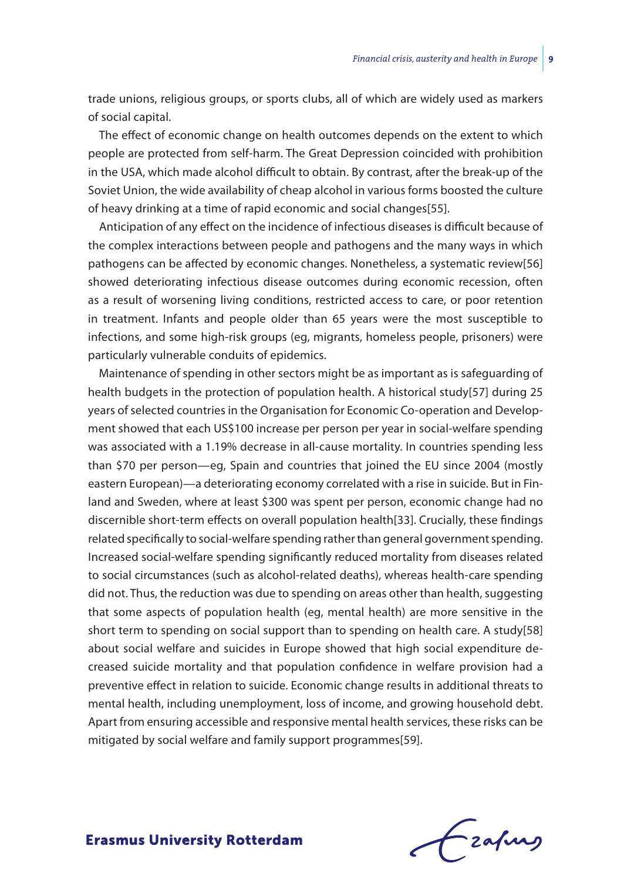trade unions, religious groups, or sports clubs, all of which are widely used as markers of social capital.

The effect of economic change on health outcomes depends on the extent to which people are protected from self-harm. The Great Depression coincided with prohibition in the USA, which made alcohol difficult to obtain. By contrast, after the break-up of the Soviet Union, the wide availability of cheap alcohol in various forms boosted the culture of heavy drinking at a time of rapid economic and social changes[55].

Anticipation of any effect on the incidence of infectious diseases is difficult because of the complex interactions between people and pathogens and the many ways in which pathogens can be affected by economic changes. Nonetheless, a systematic review[56] showed deteriorating infectious disease outcomes during economic recession, often as a result of worsening living conditions, restricted access to care, or poor retention in treatment. Infants and people older than 65 years were the most susceptible to infections, and some high-risk groups (eg, migrants, homeless people, prisoners) were particularly vulnerable conduits of epidemics.

Maintenance of spending in other sectors might be as important as is safeguarding of health budgets in the protection of population health. A historical study[57] during 25 years of selected countries in the Organisation for Economic Co-operation and Development showed that each US$100 increase per person per year in social-welfare spending was associated with a 1.19% decrease in all-cause mortality. In countries spending less than $70 per person—eg, Spain and countries that joined the EU since 2004 (mostly eastern European)—a deteriorating economy correlated with a rise in suicide. But in Finland and Sweden, where at least $300 was spent per person, economic change had no discernible short-term effects on overall population health[33]. Crucially, these findings related specifically to social-welfare spending rather than general government spending. Increased social-welfare spending significantly reduced mortality from diseases related to social circumstances (such as alcohol-related deaths), whereas health-care spending did not. Thus, the reduction was due to spending on areas other than health, suggesting that some aspects of population health (eg, mental health) are more sensitive in the short term to spending on social support than to spending on health care. A study[58] about social welfare and suicides in Europe showed that high social expenditure decreased suicide mortality and that population confidence in welfare provision had a preventive effect in relation to suicide. Economic change results in additional threats to mental health, including unemployment, loss of income, and growing household debt. Apart from ensuring accessible and responsive mental health services, these risks can be mitigated by social welfare and family support programmes[59].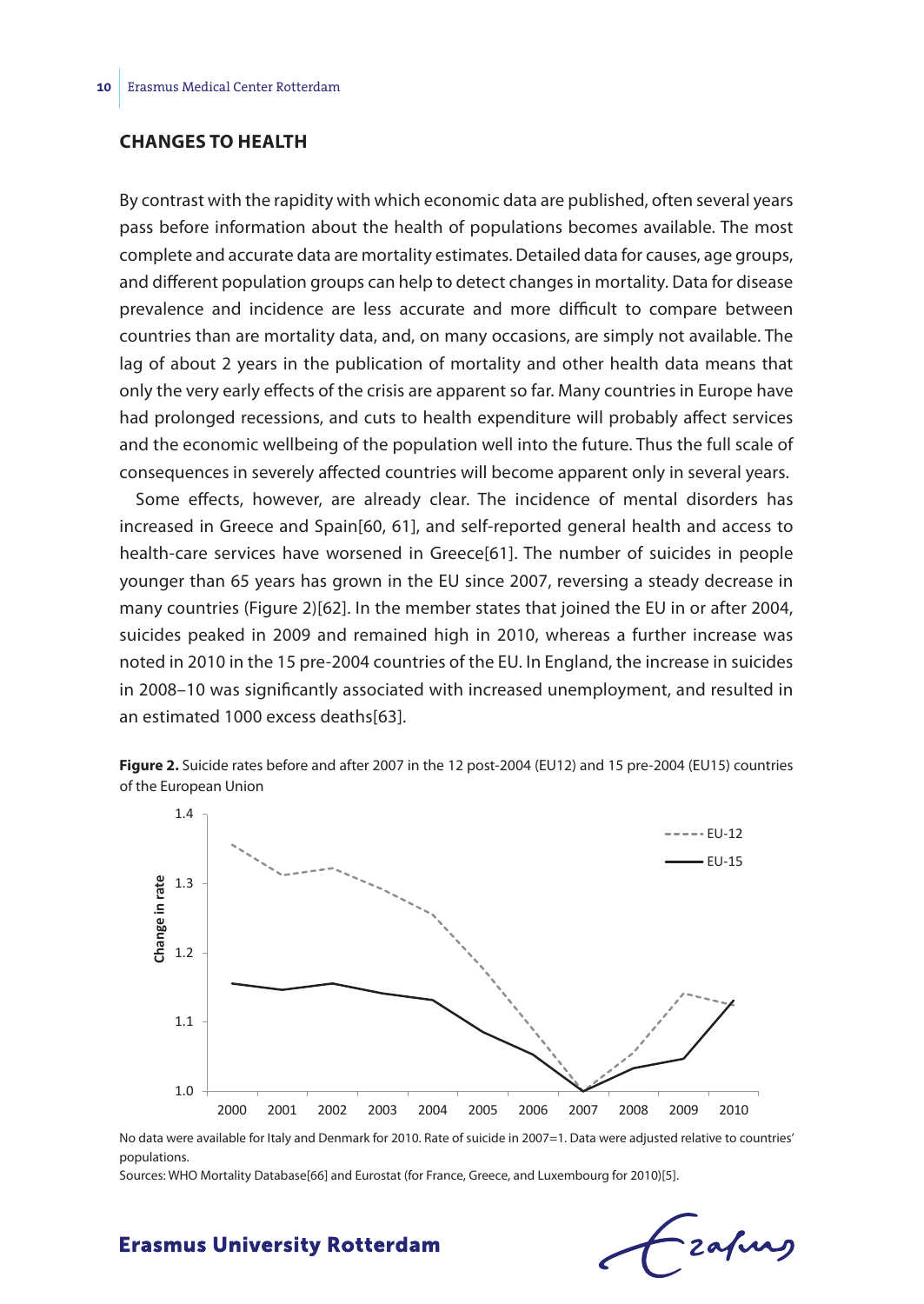## CHANGES TO HEALTH

By contrast with the rapidity with which economic data are published, often several years pass before information about the health of populations becomes available. The most complete and accurate data are mortality estimates. Detailed data for causes, age groups, and different population groups can help to detect changes in mortality. Data for disease prevalence and incidence are less accurate and more difficult to compare between countries than are mortality data, and, on many occasions, are simply not available. The lag of about 2 years in the publication of mortality and other health data means that only the very early effects of the crisis are apparent so far. Many countries in Europe have had prolonged recessions, and cuts to health expenditure will probably affect services and the economic wellbeing of the population well into the future. Thus the full scale of consequences in severely affected countries will become apparent only in several years.

Some effects, however, are already clear. The incidence of mental disorders has increased in Greece and Spain[60, 61], and self-reported general health and access to health-care services have worsened in Greece[61]. The number of suicides in people younger than 65 years has grown in the EU since 2007, reversing a steady decrease in many countries (Figure 2)[62]. In the member states that joined the EU in or after 2004, suicides peaked in 2009 and remained high in 2010, whereas a further increase was noted in 2010 in the 15 pre-2004 countries of the EU. In England, the increase in suicides in 2008–10 was significantly associated with increased unemployment, and resulted in an estimated 1000 excess deaths[63].

**Figure 2.** Suicide rates before and after 2007 in the 12 post-2004 (EU12) and 15 pre-2004 (EU15) countries of the European Union

No data were available for Italy and Denmark for 2010. Rate of suicide in 2007=1. Data were adjusted relative to countries' populations.

Sources: WHO Mortality Database[66] and Eurostat (for France, Greece, and Luxembourg for 2010)[5].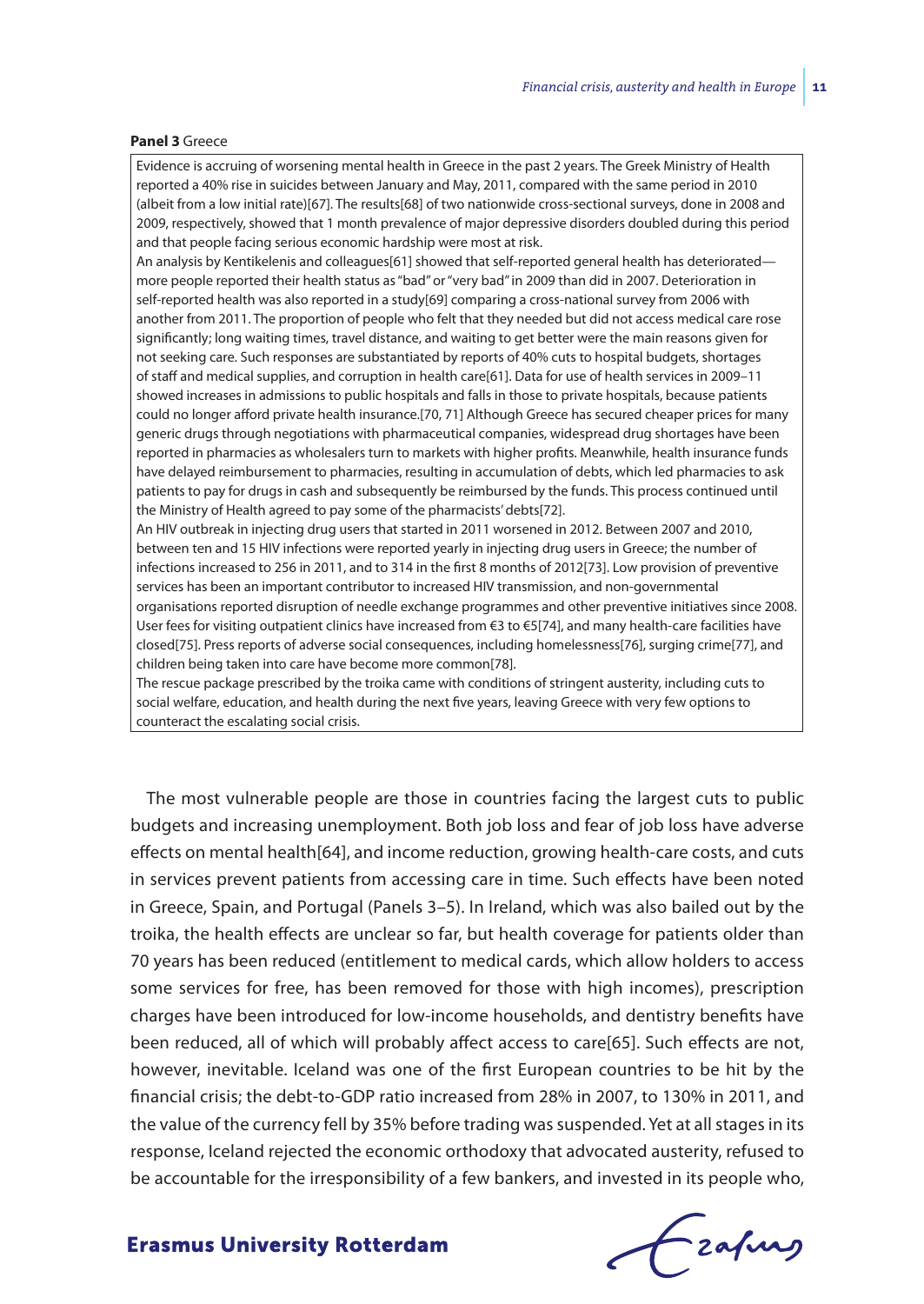**Panel 3** Greece

Evidence is accruing of worsening mental health in Greece in the past 2 years. The Greek Ministry of Health reported a 40% rise in suicides between January and May, 2011, compared with the same period in 2010 (albeit from a low initial rate)[67]. The results[68] of two nationwide cross-sectional surveys, done in 2008 and 2009, respectively, showed that 1 month prevalence of major depressive disorders doubled during this period and that people facing serious economic hardship were most at risk.

An analysis by Kentikelenis and colleagues[61] showed that self-reported general health has deteriorated—more people reported their health status as "bad" or "very bad" in 2009 than did in 2007. Deterioration in self-reported health was also reported in a study[69] comparing a cross-national survey from 2006 with another from 2011. The proportion of people who felt that they needed but did not access medical care rose significantly; long waiting times, travel distance, and waiting to get better were the main reasons given for not seeking care. Such responses are substantiated by reports of 40% cuts to hospital budgets, shortages of staff and medical supplies, and corruption in health care[61]. Data for use of health services in 2009–11 showed increases in admissions to public hospitals and falls in those to private hospitals, because patients could no longer afford private health insurance.[70, 71] Although Greece has secured cheaper prices for many generic drugs through negotiations with pharmaceutical companies, widespread drug shortages have been reported in pharmacies as wholesalers turn to markets with higher profits. Meanwhile, health insurance funds have delayed reimbursement to pharmacies, resulting in accumulation of debts, which led pharmacies to ask patients to pay for drugs in cash and subsequently be reimbursed by the funds. This process continued until the Ministry of Health agreed to pay some of the pharmacists' debts[72].

An HIV outbreak in injecting drug users that started in 2011 worsened in 2012. Between 2007 and 2010, between ten and 15 HIV infections were reported yearly in injecting drug users in Greece; the number of infections increased to 256 in 2011, and to 314 in the first 8 months of 2012[73]. Low provision of preventive services has been an important contributor to increased HIV transmission, and non-governmental organisations reported disruption of needle exchange programmes and other preventive initiatives since 2008. User fees for visiting outpatient clinics have increased from €3 to €5[74], and many health-care facilities have closed[75]. Press reports of adverse social consequences, including homelessness[76], surging crime[77], and children being taken into care have become more common[78].

The rescue package prescribed by the troika came with conditions of stringent austerity, including cuts to social welfare, education, and health during the next five years, leaving Greece with very few options to counteract the escalating social crisis.

The most vulnerable people are those in countries facing the largest cuts to public budgets and increasing unemployment. Both job loss and fear of job loss have adverse effects on mental health[64], and income reduction, growing health-care costs, and cuts in services prevent patients from accessing care in time. Such effects have been noted in Greece, Spain, and Portugal (Panels 3–5). In Ireland, which was also bailed out by the troika, the health effects are unclear so far, but health coverage for patients older than 70 years has been reduced (entitlement to medical cards, which allow holders to access some services for free, has been removed for those with high incomes), prescription charges have been introduced for low-income households, and dentistry benefits have been reduced, all of which will probably affect access to care[65]. Such effects are not, however, inevitable. Iceland was one of the first European countries to be hit by the financial crisis; the debt-to-GDP ratio increased from 28% in 2007, to 130% in 2011, and the value of the currency fell by 35% before trading was suspended. Yet at all stages in its response, Iceland rejected the economic orthodoxy that advocated austerity, refused to be accountable for the irresponsibility of a few bankers, and invested in its people who,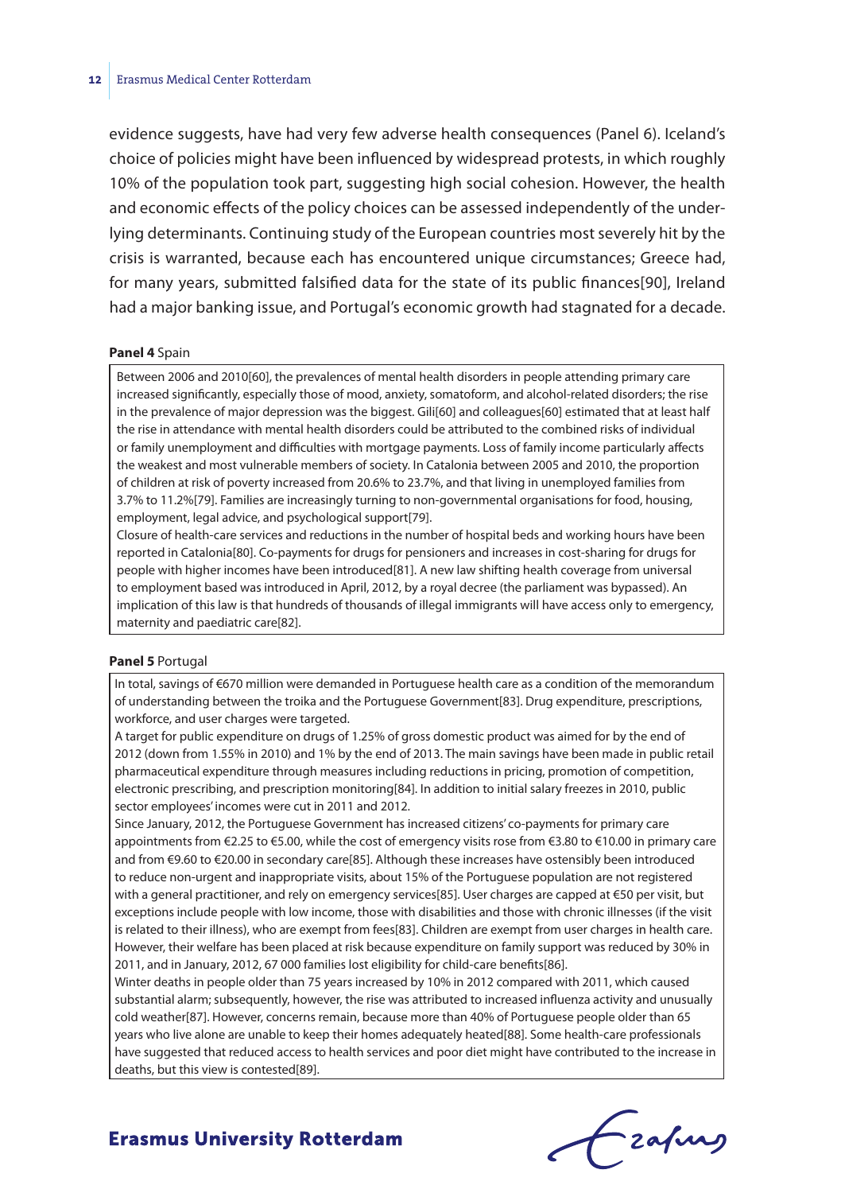evidence suggests, have had very few adverse health consequences (Panel 6). Iceland's choice of policies might have been influenced by widespread protests, in which roughly 10% of the population took part, suggesting high social cohesion. However, the health and economic effects of the policy choices can be assessed independently of the underlying determinants. Continuing study of the European countries most severely hit by the crisis is warranted, because each has encountered unique circumstances; Greece had, for many years, submitted falsified data for the state of its public finances[90], Ireland had a major banking issue, and Portugal's economic growth had stagnated for a decade.

**Panel 4** Spain

Between 2006 and 2010[60], the prevalences of mental health disorders in people attending primary care increased significantly, especially those of mood, anxiety, somatoform, and alcohol-related disorders; the rise in the prevalence of major depression was the biggest. Gili[60] and colleagues[60] estimated that at least half the rise in attendance with mental health disorders could be attributed to the combined risks of individual or family unemployment and difficulties with mortgage payments. Loss of family income particularly affects the weakest and most vulnerable members of society. In Catalonia between 2005 and 2010, the proportion of children at risk of poverty increased from 20.6% to 23.7%, and that living in unemployed families from 3.7% to 11.2%[79]. Families are increasingly turning to non-governmental organisations for food, housing, employment, legal advice, and psychological support[79].

Closure of health-care services and reductions in the number of hospital beds and working hours have been reported in Catalonia[80]. Co-payments for drugs for pensioners and increases in cost-sharing for drugs for people with higher incomes have been introduced[81]. A new law shifting health coverage from universal to employment based was introduced in April, 2012, by a royal decree (the parliament was bypassed). An implication of this law is that hundreds of thousands of illegal immigrants will have access only to emergency, maternity and paediatric care[82].

**Panel 5** Portugal

In total, savings of €670 million were demanded in Portuguese health care as a condition of the memorandum of understanding between the troika and the Portuguese Government[83]. Drug expenditure, prescriptions, workforce, and user charges were targeted.

A target for public expenditure on drugs of 1.25% of gross domestic product was aimed for by the end of 2012 (down from 1.55% in 2010) and 1% by the end of 2013. The main savings have been made in public retail pharmaceutical expenditure through measures including reductions in pricing, promotion of competition, electronic prescribing, and prescription monitoring[84]. In addition to initial salary freezes in 2010, public sector employees' incomes were cut in 2011 and 2012.

Since January, 2012, the Portuguese Government has increased citizens' co-payments for primary care appointments from €2.25 to €5.00, while the cost of emergency visits rose from €3.80 to €10.00 in primary care and from €9.60 to €20.00 in secondary care[85]. Although these increases have ostensibly been introduced to reduce non-urgent and inappropriate visits, about 15% of the Portuguese population are not registered with a general practitioner, and rely on emergency services[85]. User charges are capped at €50 per visit, but exceptions include people with low income, those with disabilities and those with chronic illnesses (if the visit is related to their illness), who are exempt from fees[83]. Children are exempt from user charges in health care. However, their welfare has been placed at risk because expenditure on family support was reduced by 30% in 2011, and in January, 2012, 67 000 families lost eligibility for child-care benefits[86].

Winter deaths in people older than 75 years increased by 10% in 2012 compared with 2011, which caused substantial alarm; subsequently, however, the rise was attributed to increased influenza activity and unusually cold weather[87]. However, concerns remain, because more than 40% of Portuguese people older than 65 years who live alone are unable to keep their homes adequately heated[88]. Some health-care professionals have suggested that reduced access to health services and poor diet might have contributed to the increase in deaths, but this view is contested[89].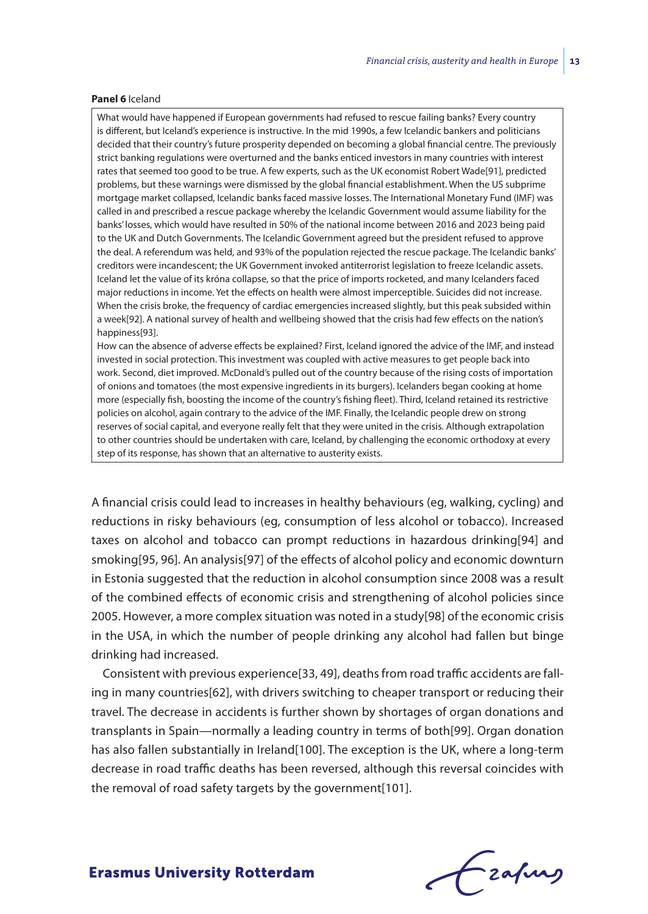**Panel 6** Iceland

What would have happened if European governments had refused to rescue failing banks? Every country is different, but Iceland's experience is instructive. In the mid 1990s, a few Icelandic bankers and politicians decided that their country's future prosperity depended on becoming a global financial centre. The previously strict banking regulations were overturned and the banks enticed investors in many countries with interest rates that seemed too good to be true. A few experts, such as the UK economist Robert Wade[91], predicted problems, but these warnings were dismissed by the global financial establishment. When the US subprime mortgage market collapsed, Icelandic banks faced massive losses. The International Monetary Fund (IMF) was called in and prescribed a rescue package whereby the Icelandic Government would assume liability for the banks' losses, which would have resulted in 50% of the national income between 2016 and 2023 being paid to the UK and Dutch Governments. The Icelandic Government agreed but the president refused to approve the deal. A referendum was held, and 93% of the population rejected the rescue package. The Icelandic banks' creditors were incandescent; the UK Government invoked antiterrorist legislation to freeze Icelandic assets. Iceland let the value of its króna collapse, so that the price of imports rocketed, and many Icelanders faced major reductions in income. Yet the effects on health were almost imperceptible. Suicides did not increase. When the crisis broke, the frequency of cardiac emergencies increased slightly, but this peak subsided within a week[92]. A national survey of health and wellbeing showed that the crisis had few effects on the nation's happiness[93].

How can the absence of adverse effects be explained? First, Iceland ignored the advice of the IMF, and instead invested in social protection. This investment was coupled with active measures to get people back into work. Second, diet improved. McDonald's pulled out of the country because of the rising costs of importation of onions and tomatoes (the most expensive ingredients in its burgers). Icelanders began cooking at home more (especially fish, boosting the income of the country's fishing fleet). Third, Iceland retained its restrictive policies on alcohol, again contrary to the advice of the IMF. Finally, the Icelandic people drew on strong reserves of social capital, and everyone really felt that they were united in the crisis. Although extrapolation to other countries should be undertaken with care, Iceland, by challenging the economic orthodoxy at every step of its response, has shown that an alternative to austerity exists.

A financial crisis could lead to increases in healthy behaviours (eg, walking, cycling) and reductions in risky behaviours (eg, consumption of less alcohol or tobacco). Increased taxes on alcohol and tobacco can prompt reductions in hazardous drinking[94] and smoking[95, 96]. An analysis[97] of the effects of alcohol policy and economic downturn in Estonia suggested that the reduction in alcohol consumption since 2008 was a result of the combined effects of economic crisis and strengthening of alcohol policies since 2005. However, a more complex situation was noted in a study[98] of the economic crisis in the USA, in which the number of people drinking any alcohol had fallen but binge drinking had increased.

Consistent with previous experience[33, 49], deaths from road traffic accidents are falling in many countries[62], with drivers switching to cheaper transport or reducing their travel. The decrease in accidents is further shown by shortages of organ donations and transplants in Spain—normally a leading country in terms of both[99]. Organ donation has also fallen substantially in Ireland[100]. The exception is the UK, where a long-term decrease in road traffic deaths has been reversed, although this reversal coincides with the removal of road safety targets by the government[101].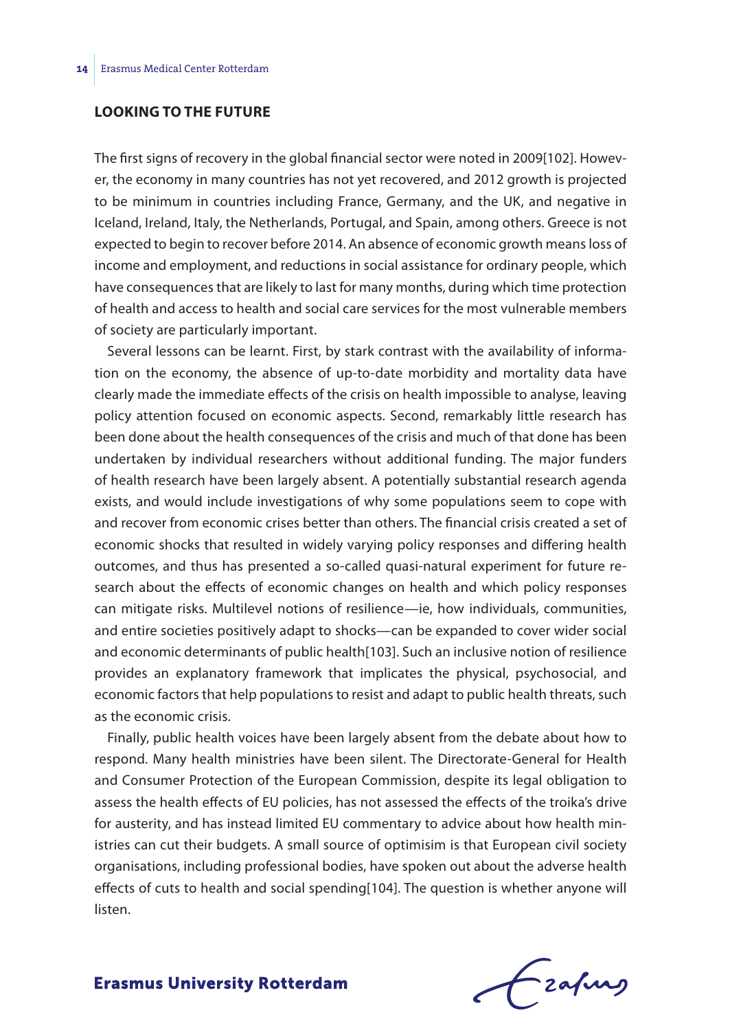## LOOKING TO THE FUTURE

The first signs of recovery in the global financial sector were noted in 2009[102]. However, the economy in many countries has not yet recovered, and 2012 growth is projected to be minimum in countries including France, Germany, and the UK, and negative in Iceland, Ireland, Italy, the Netherlands, Portugal, and Spain, among others. Greece is not expected to begin to recover before 2014. An absence of economic growth means loss of income and employment, and reductions in social assistance for ordinary people, which have consequences that are likely to last for many months, during which time protection of health and access to health and social care services for the most vulnerable members of society are particularly important.

Several lessons can be learnt. First, by stark contrast with the availability of information on the economy, the absence of up-to-date morbidity and mortality data have clearly made the immediate effects of the crisis on health impossible to analyse, leaving policy attention focused on economic aspects. Second, remarkably little research has been done about the health consequences of the crisis and much of that done has been undertaken by individual researchers without additional funding. The major funders of health research have been largely absent. A potentially substantial research agenda exists, and would include investigations of why some populations seem to cope with and recover from economic crises better than others. The financial crisis created a set of economic shocks that resulted in widely varying policy responses and differing health outcomes, and thus has presented a so-called quasi-natural experiment for future research about the effects of economic changes on health and which policy responses can mitigate risks. Multilevel notions of resilience—ie, how individuals, communities, and entire societies positively adapt to shocks—can be expanded to cover wider social and economic determinants of public health[103]. Such an inclusive notion of resilience provides an explanatory framework that implicates the physical, psychosocial, and economic factors that help populations to resist and adapt to public health threats, such as the economic crisis.

Finally, public health voices have been largely absent from the debate about how to respond. Many health ministries have been silent. The Directorate-General for Health and Consumer Protection of the European Commission, despite its legal obligation to assess the health effects of EU policies, has not assessed the effects of the troika's drive for austerity, and has instead limited EU commentary to advice about how health ministries can cut their budgets. A small source of optimisim is that European civil society organisations, including professional bodies, have spoken out about the adverse health effects of cuts to health and social spending[104]. The question is whether anyone will listen.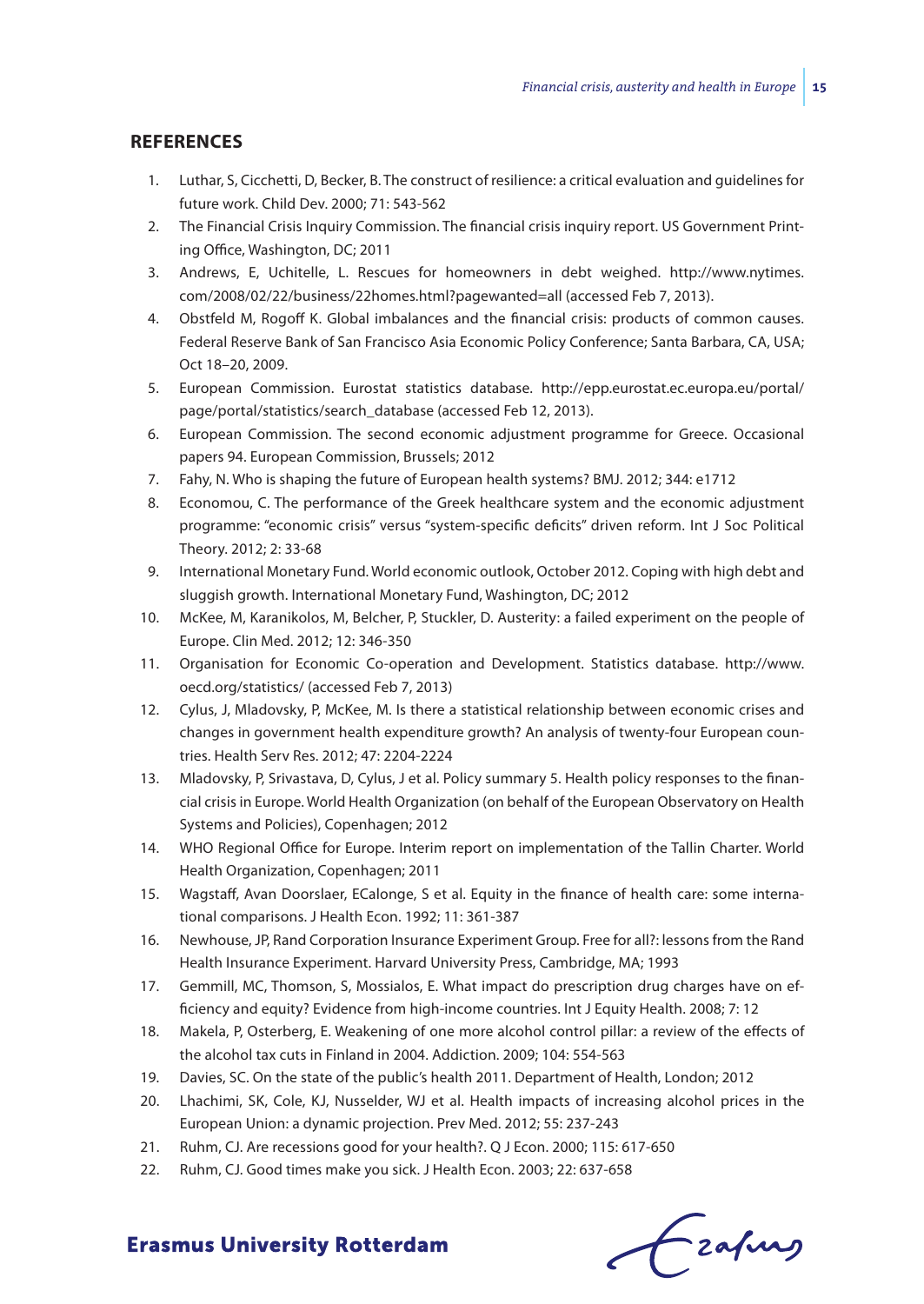## REFERENCES

1. Luthar, S, Cicchetti, D, Becker, B. The construct of resilience: a critical evaluation and guidelines for future work. Child Dev. 2000; 71: 543-562
2. The Financial Crisis Inquiry Commission. The financial crisis inquiry report. US Government Printing Office, Washington, DC; 2011
3. Andrews, E, Uchitelle, L. Rescues for homeowners in debt weighed. http://www.nytimes.com/2008/02/22/business/22homes.html?pagewanted=all (accessed Feb 7, 2013).
4. Obstfeld M, Rogoff K. Global imbalances and the financial crisis: products of common causes. Federal Reserve Bank of San Francisco Asia Economic Policy Conference; Santa Barbara, CA, USA; Oct 18–20, 2009.
5. European Commission. Eurostat statistics database. http://epp.eurostat.ec.europa.eu/portal/page/portal/statistics/search_database (accessed Feb 12, 2013).
6. European Commission. The second economic adjustment programme for Greece. Occasional papers 94. European Commission, Brussels; 2012
7. Fahy, N. Who is shaping the future of European health systems? BMJ. 2012; 344: e1712
8. Economou, C. The performance of the Greek healthcare system and the economic adjustment programme: "economic crisis" versus "system-specific deficits" driven reform. Int J Soc Political Theory. 2012; 2: 33-68
9. International Monetary Fund. World economic outlook, October 2012. Coping with high debt and sluggish growth. International Monetary Fund, Washington, DC; 2012
10. McKee, M, Karanikolos, M, Belcher, P, Stuckler, D. Austerity: a failed experiment on the people of Europe. Clin Med. 2012; 12: 346-350
11. Organisation for Economic Co-operation and Development. Statistics database. http://www.oecd.org/statistics/ (accessed Feb 7, 2013)
12. Cylus, J, Mladovsky, P, McKee, M. Is there a statistical relationship between economic crises and changes in government health expenditure growth? An analysis of twenty-four European countries. Health Serv Res. 2012; 47: 2204-2224
13. Mladovsky, P, Srivastava, D, Cylus, J et al. Policy summary 5. Health policy responses to the financial crisis in Europe. World Health Organization (on behalf of the European Observatory on Health Systems and Policies), Copenhagen; 2012
14. WHO Regional Office for Europe. Interim report on implementation of the Tallin Charter. World Health Organization, Copenhagen; 2011
15. Wagstaff, Avan Doorslaer, ECalonge, S et al. Equity in the finance of health care: some international comparisons. J Health Econ. 1992; 11: 361-387
16. Newhouse, JP, Rand Corporation Insurance Experiment Group. Free for all?: lessons from the Rand Health Insurance Experiment. Harvard University Press, Cambridge, MA; 1993
17. Gemmill, MC, Thomson, S, Mossialos, E. What impact do prescription drug charges have on efficiency and equity? Evidence from high-income countries. Int J Equity Health. 2008; 7: 12
18. Makela, P, Osterberg, E. Weakening of one more alcohol control pillar: a review of the effects of the alcohol tax cuts in Finland in 2004. Addiction. 2009; 104: 554-563
19. Davies, SC. On the state of the public's health 2011. Department of Health, London; 2012
20. Lhachimi, SK, Cole, KJ, Nusselder, WJ et al. Health impacts of increasing alcohol prices in the European Union: a dynamic projection. Prev Med. 2012; 55: 237-243
21. Ruhm, CJ. Are recessions good for your health?. Q J Econ. 2000; 115: 617-650
22. Ruhm, CJ. Good times make you sick. J Health Econ. 2003; 22: 637-658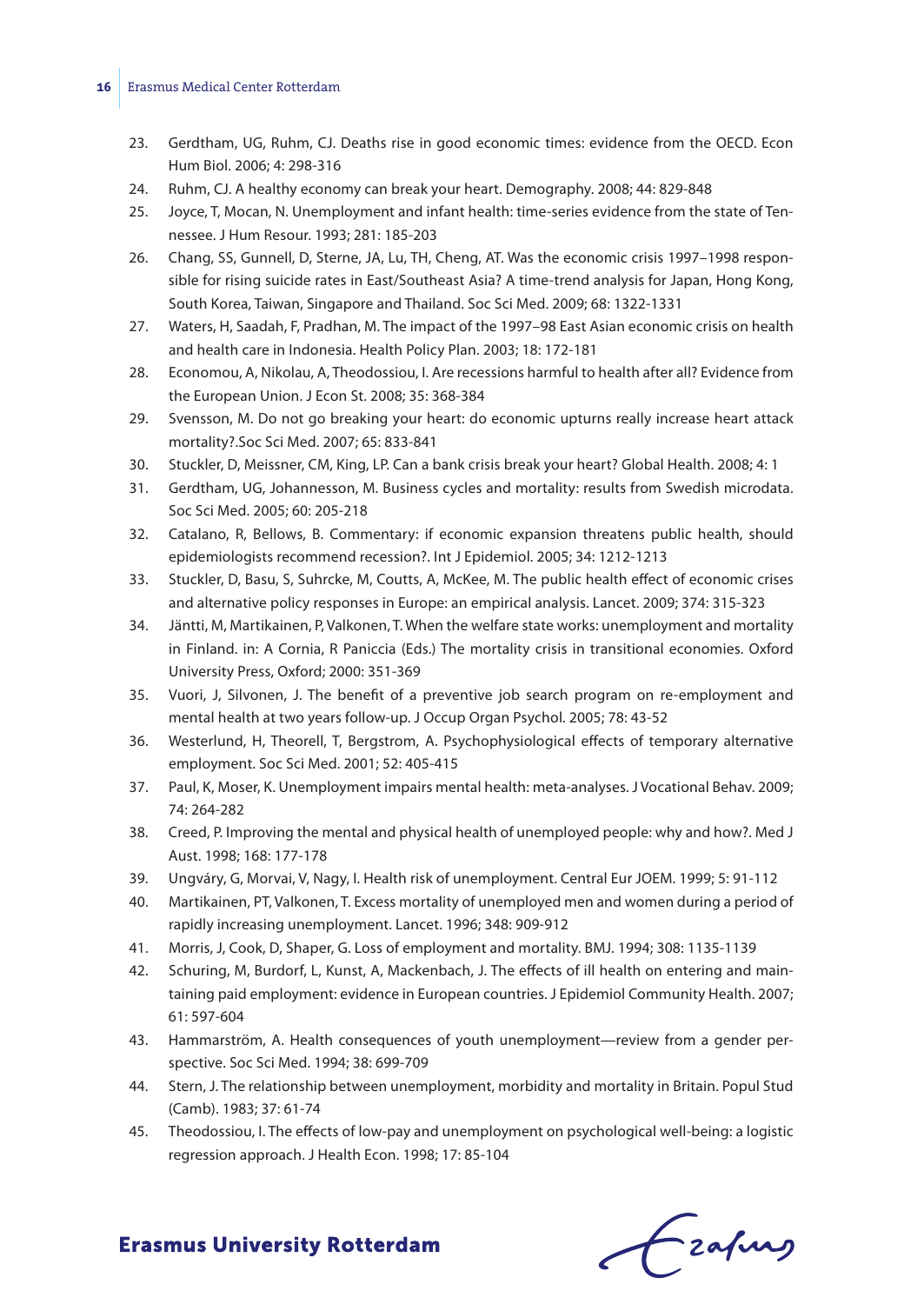23. Gerdtham, UG, Ruhm, CJ. Deaths rise in good economic times: evidence from the OECD. Econ Hum Biol. 2006; 4: 298-316
24. Ruhm, CJ. A healthy economy can break your heart. Demography. 2008; 44: 829-848
25. Joyce, T, Mocan, N. Unemployment and infant health: time-series evidence from the state of Tennessee. J Hum Resour. 1993; 281: 185-203
26. Chang, SS, Gunnell, D, Sterne, JA, Lu, TH, Cheng, AT. Was the economic crisis 1997–1998 responsible for rising suicide rates in East/Southeast Asia? A time-trend analysis for Japan, Hong Kong, South Korea, Taiwan, Singapore and Thailand. Soc Sci Med. 2009; 68: 1322-1331
27. Waters, H, Saadah, F, Pradhan, M. The impact of the 1997–98 East Asian economic crisis on health and health care in Indonesia. Health Policy Plan. 2003; 18: 172-181
28. Economou, A, Nikolau, A, Theodossiou, I. Are recessions harmful to health after all? Evidence from the European Union. J Econ St. 2008; 35: 368-384
29. Svensson, M. Do not go breaking your heart: do economic upturns really increase heart attack mortality?.Soc Sci Med. 2007; 65: 833-841
30. Stuckler, D, Meissner, CM, King, LP. Can a bank crisis break your heart? Global Health. 2008; 4: 1
31. Gerdtham, UG, Johannesson, M. Business cycles and mortality: results from Swedish microdata. Soc Sci Med. 2005; 60: 205-218
32. Catalano, R, Bellows, B. Commentary: if economic expansion threatens public health, should epidemiologists recommend recession?. Int J Epidemiol. 2005; 34: 1212-1213
33. Stuckler, D, Basu, S, Suhrcke, M, Coutts, A, McKee, M. The public health effect of economic crises and alternative policy responses in Europe: an empirical analysis. Lancet. 2009; 374: 315-323
34. Jäntti, M, Martikainen, P, Valkonen, T. When the welfare state works: unemployment and mortality in Finland. in: A Cornia, R Paniccia (Eds.) The mortality crisis in transitional economies. Oxford University Press, Oxford; 2000: 351-369
35. Vuori, J, Silvonen, J. The benefit of a preventive job search program on re-employment and mental health at two years follow-up. J Occup Organ Psychol. 2005; 78: 43-52
36. Westerlund, H, Theorell, T, Bergstrom, A. Psychophysiological effects of temporary alternative employment. Soc Sci Med. 2001; 52: 405-415
37. Paul, K, Moser, K. Unemployment impairs mental health: meta-analyses. J Vocational Behav. 2009; 74: 264-282
38. Creed, P. Improving the mental and physical health of unemployed people: why and how?. Med J Aust. 1998; 168: 177-178
39. Ungváry, G, Morvai, V, Nagy, I. Health risk of unemployment. Central Eur JOEM. 1999; 5: 91-112
40. Martikainen, PT, Valkonen, T. Excess mortality of unemployed men and women during a period of rapidly increasing unemployment. Lancet. 1996; 348: 909-912
41. Morris, J, Cook, D, Shaper, G. Loss of employment and mortality. BMJ. 1994; 308: 1135-1139
42. Schuring, M, Burdorf, L, Kunst, A, Mackenbach, J. The effects of ill health on entering and maintaining paid employment: evidence in European countries. J Epidemiol Community Health. 2007; 61: 597-604
43. Hammarström, A. Health consequences of youth unemployment—review from a gender perspective. Soc Sci Med. 1994; 38: 699-709
44. Stern, J. The relationship between unemployment, morbidity and mortality in Britain. Popul Stud (Camb). 1983; 37: 61-74
45. Theodossiou, I. The effects of low-pay and unemployment on psychological well-being: a logistic regression approach. J Health Econ. 1998; 17: 85-104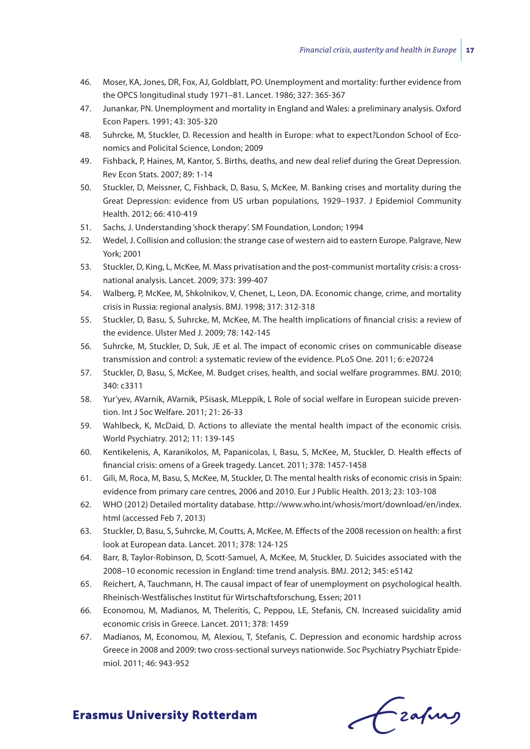46. Moser, KA, Jones, DR, Fox, AJ, Goldblatt, PO. Unemployment and mortality: further evidence from the OPCS longitudinal study 1971–81. Lancet. 1986; 327: 365-367
47. Junankar, PN. Unemployment and mortality in England and Wales: a preliminary analysis. Oxford Econ Papers. 1991; 43: 305-320
48. Suhrcke, M, Stuckler, D. Recession and health in Europe: what to expect?London School of Economics and Policital Science, London; 2009
49. Fishback, P, Haines, M, Kantor, S. Births, deaths, and new deal relief during the Great Depression. Rev Econ Stats. 2007; 89: 1-14
50. Stuckler, D, Meissner, C, Fishback, D, Basu, S, McKee, M. Banking crises and mortality during the Great Depression: evidence from US urban populations, 1929–1937. J Epidemiol Community Health. 2012; 66: 410-419
51. Sachs, J. Understanding 'shock therapy'. SM Foundation, London; 1994
52. Wedel, J. Collision and collusion: the strange case of western aid to eastern Europe. Palgrave, New York; 2001
53. Stuckler, D, King, L, McKee, M. Mass privatisation and the post-communist mortality crisis: a cross-national analysis. Lancet. 2009; 373: 399-407
54. Walberg, P, McKee, M, Shkolnikov, V, Chenet, L, Leon, DA. Economic change, crime, and mortality crisis in Russia: regional analysis. BMJ. 1998; 317: 312-318
55. Stuckler, D, Basu, S, Suhrcke, M, McKee, M. The health implications of financial crisis: a review of the evidence. Ulster Med J. 2009; 78: 142-145
56. Suhrcke, M, Stuckler, D, Suk, JE et al. The impact of economic crises on communicable disease transmission and control: a systematic review of the evidence. PLoS One. 2011; 6: e20724
57. Stuckler, D, Basu, S, McKee, M. Budget crises, health, and social welfare programmes. BMJ. 2010; 340: c3311
58. Yur'yev, AVarnik, AVarnik, PSisask, MLeppik, L Role of social welfare in European suicide prevention. Int J Soc Welfare. 2011; 21: 26-33
59. Wahlbeck, K, McDaid, D. Actions to alleviate the mental health impact of the economic crisis. World Psychiatry. 2012; 11: 139-145
60. Kentikelenis, A, Karanikolos, M, Papanicolas, I, Basu, S, McKee, M, Stuckler, D. Health effects of financial crisis: omens of a Greek tragedy. Lancet. 2011; 378: 1457-1458
61. Gili, M, Roca, M, Basu, S, McKee, M, Stuckler, D. The mental health risks of economic crisis in Spain: evidence from primary care centres, 2006 and 2010. Eur J Public Health. 2013; 23: 103-108
62. WHO (2012) Detailed mortality database. http://www.who.int/whosis/mort/download/en/index.html (accessed Feb 7, 2013)
63. Stuckler, D, Basu, S, Suhrcke, M, Coutts, A, McKee, M. Effects of the 2008 recession on health: a first look at European data. Lancet. 2011; 378: 124-125
64. Barr, B, Taylor-Robinson, D, Scott-Samuel, A, McKee, M, Stuckler, D. Suicides associated with the 2008–10 economic recession in England: time trend analysis. BMJ. 2012; 345: e5142
65. Reichert, A, Tauchmann, H. The causal impact of fear of unemployment on psychological health. Rheinisch-Westfälisches Institut für Wirtschaftsforschung, Essen; 2011
66. Economou, M, Madianos, M, Theleritis, C, Peppou, LE, Stefanis, CN. Increased suicidality amid economic crisis in Greece. Lancet. 2011; 378: 1459
67. Madianos, M, Economou, M, Alexiou, T, Stefanis, C. Depression and economic hardship across Greece in 2008 and 2009: two cross-sectional surveys nationwide. Soc Psychiatry Psychiatr Epidemiol. 2011; 46: 943-952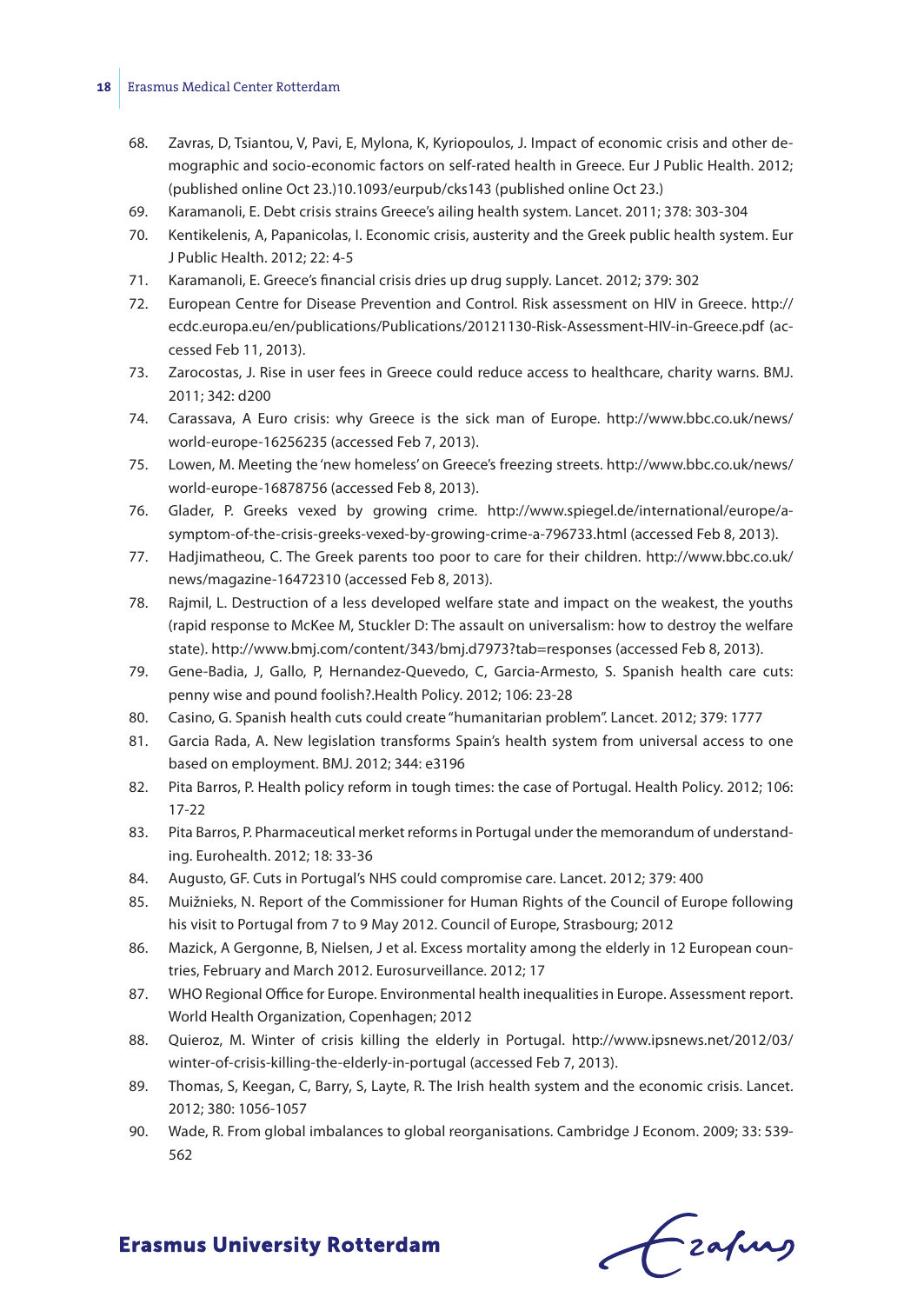68. Zavras, D, Tsiantou, V, Pavi, E, Mylona, K, Kyriopoulos, J. Impact of economic crisis and other demographic and socio-economic factors on self-rated health in Greece. Eur J Public Health. 2012; (published online Oct 23.)10.1093/eurpub/cks143 (published online Oct 23.)
69. Karamanoli, E. Debt crisis strains Greece's ailing health system. Lancet. 2011; 378: 303-304
70. Kentikelenis, A, Papanicolas, I. Economic crisis, austerity and the Greek public health system. Eur J Public Health. 2012; 22: 4-5
71. Karamanoli, E. Greece's financial crisis dries up drug supply. Lancet. 2012; 379: 302
72. European Centre for Disease Prevention and Control. Risk assessment on HIV in Greece. http://ecdc.europa.eu/en/publications/Publications/20121130-Risk-Assessment-HIV-in-Greece.pdf (accessed Feb 11, 2013).
73. Zarocostas, J. Rise in user fees in Greece could reduce access to healthcare, charity warns. BMJ. 2011; 342: d200
74. Carassava, A Euro crisis: why Greece is the sick man of Europe. http://www.bbc.co.uk/news/world-europe-16256235 (accessed Feb 7, 2013).
75. Lowen, M. Meeting the 'new homeless' on Greece's freezing streets. http://www.bbc.co.uk/news/world-europe-16878756 (accessed Feb 8, 2013).
76. Glader, P. Greeks vexed by growing crime. http://www.spiegel.de/international/europe/a-symptom-of-the-crisis-greeks-vexed-by-growing-crime-a-796733.html (accessed Feb 8, 2013).
77. Hadjimatheou, C. The Greek parents too poor to care for their children. http://www.bbc.co.uk/news/magazine-16472310 (accessed Feb 8, 2013).
78. Rajmil, L. Destruction of a less developed welfare state and impact on the weakest, the youths (rapid response to McKee M, Stuckler D: The assault on universalism: how to destroy the welfare state). http://www.bmj.com/content/343/bmj.d7973?tab=responses (accessed Feb 8, 2013).
79. Gene-Badia, J, Gallo, P, Hernandez-Quevedo, C, Garcia-Armesto, S. Spanish health care cuts: penny wise and pound foolish?.Health Policy. 2012; 106: 23-28
80. Casino, G. Spanish health cuts could create "humanitarian problem". Lancet. 2012; 379: 1777
81. Garcia Rada, A. New legislation transforms Spain's health system from universal access to one based on employment. BMJ. 2012; 344: e3196
82. Pita Barros, P. Health policy reform in tough times: the case of Portugal. Health Policy. 2012; 106: 17-22
83. Pita Barros, P. Pharmaceutical merket reforms in Portugal under the memorandum of understanding. Eurohealth. 2012; 18: 33-36
84. Augusto, GF. Cuts in Portugal's NHS could compromise care. Lancet. 2012; 379: 400
85. Muižnieks, N. Report of the Commissioner for Human Rights of the Council of Europe following his visit to Portugal from 7 to 9 May 2012. Council of Europe, Strasbourg; 2012
86. Mazick, A Gergonne, B, Nielsen, J et al. Excess mortality among the elderly in 12 European countries, February and March 2012. Eurosurveillance. 2012; 17
87. WHO Regional Office for Europe. Environmental health inequalities in Europe. Assessment report. World Health Organization, Copenhagen; 2012
88. Quieroz, M. Winter of crisis killing the elderly in Portugal. http://www.ipsnews.net/2012/03/winter-of-crisis-killing-the-elderly-in-portugal (accessed Feb 7, 2013).
89. Thomas, S, Keegan, C, Barry, S, Layte, R. The Irish health system and the economic crisis. Lancet. 2012; 380: 1056-1057
90. Wade, R. From global imbalances to global reorganisations. Cambridge J Econom. 2009; 33: 539-562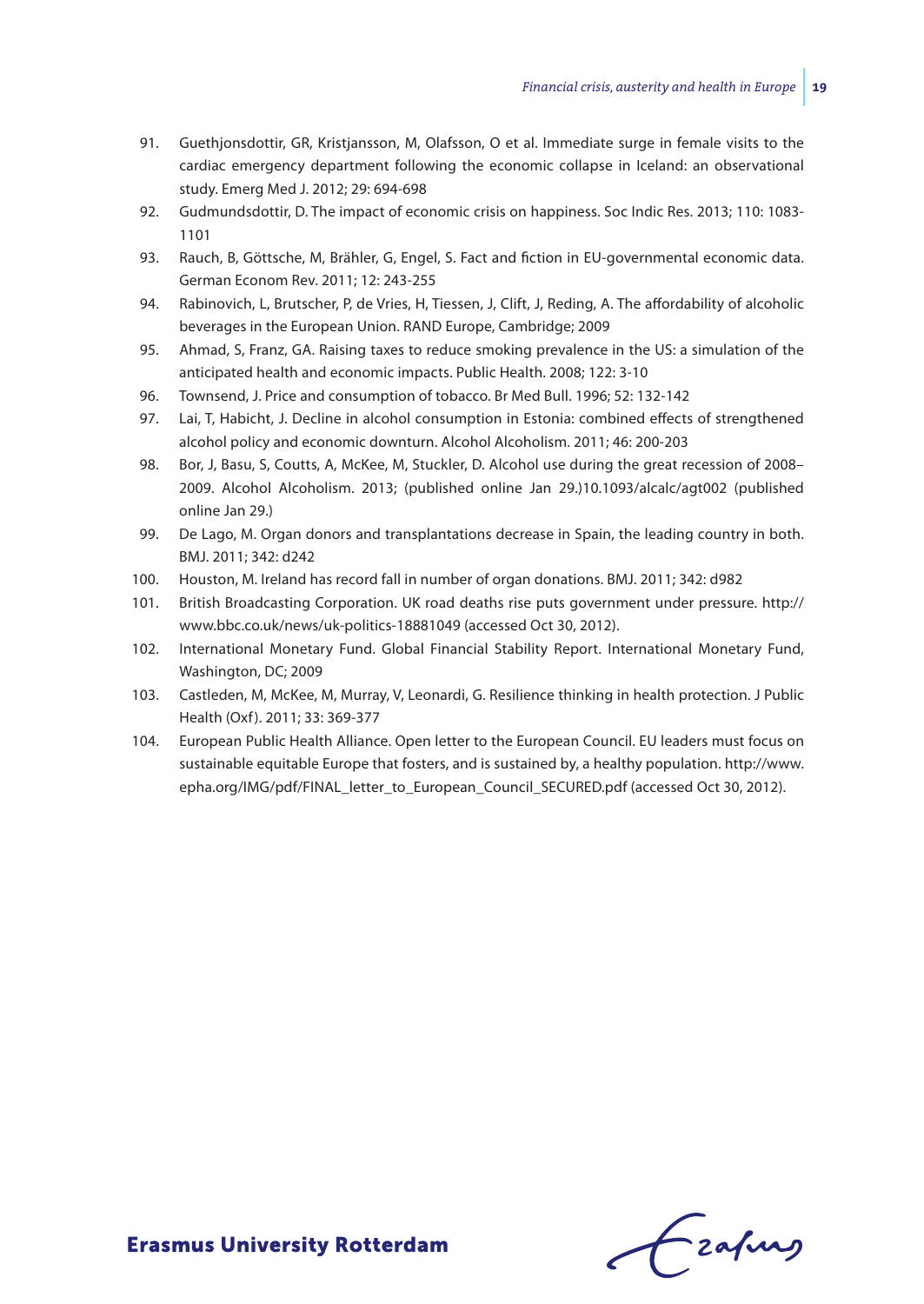91. Guethjonsdottir, GR, Kristjansson, M, Olafsson, O et al. Immediate surge in female visits to the cardiac emergency department following the economic collapse in Iceland: an observational study. Emerg Med J. 2012; 29: 694-698
92. Gudmundsdottir, D. The impact of economic crisis on happiness. Soc Indic Res. 2013; 110: 1083-1101
93. Rauch, B, Göttsche, M, Brähler, G, Engel, S. Fact and fiction in EU-governmental economic data. German Econom Rev. 2011; 12: 243-255
94. Rabinovich, L, Brutscher, P, de Vries, H, Tiessen, J, Clift, J, Reding, A. The affordability of alcoholic beverages in the European Union. RAND Europe, Cambridge; 2009
95. Ahmad, S, Franz, GA. Raising taxes to reduce smoking prevalence in the US: a simulation of the anticipated health and economic impacts. Public Health. 2008; 122: 3-10
96. Townsend, J. Price and consumption of tobacco. Br Med Bull. 1996; 52: 132-142
97. Lai, T, Habicht, J. Decline in alcohol consumption in Estonia: combined effects of strengthened alcohol policy and economic downturn. Alcohol Alcoholism. 2011; 46: 200-203
98. Bor, J, Basu, S, Coutts, A, McKee, M, Stuckler, D. Alcohol use during the great recession of 2008–2009. Alcohol Alcoholism. 2013; (published online Jan 29.)10.1093/alcalc/agt002 (published online Jan 29.)
99. De Lago, M. Organ donors and transplantations decrease in Spain, the leading country in both. BMJ. 2011; 342: d242
100. Houston, M. Ireland has record fall in number of organ donations. BMJ. 2011; 342: d982
101. British Broadcasting Corporation. UK road deaths rise puts government under pressure. http://www.bbc.co.uk/news/uk-politics-18881049 (accessed Oct 30, 2012).
102. International Monetary Fund. Global Financial Stability Report. International Monetary Fund, Washington, DC; 2009
103. Castleden, M, McKee, M, Murray, V, Leonardi, G. Resilience thinking in health protection. J Public Health (Oxf). 2011; 33: 369-377
104. European Public Health Alliance. Open letter to the European Council. EU leaders must focus on sustainable equitable Europe that fosters, and is sustained by, a healthy population. http://www.epha.org/IMG/pdf/FINAL_letter_to_European_Council_SECURED.pdf (accessed Oct 30, 2012).